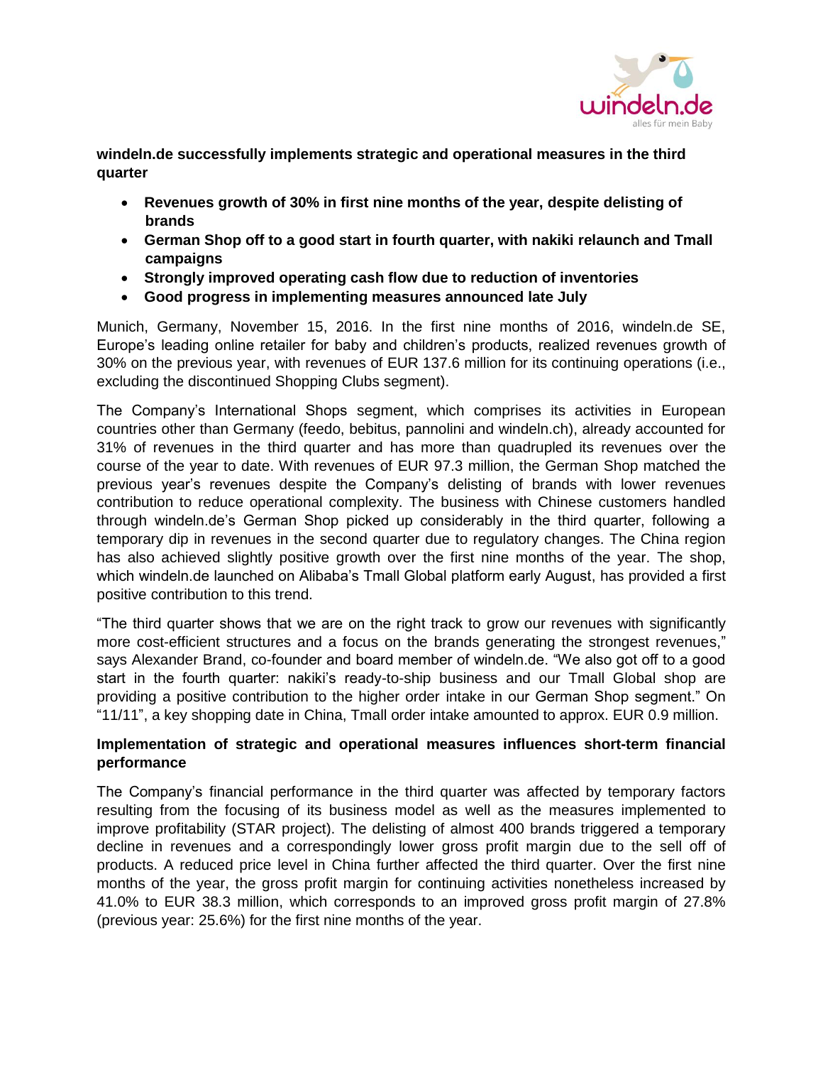**windeln.de successfully implements strategic and operational measures in the third quarter**

- **Revenues growth of 30% in first nine months of the year, despite delisting of brands**
- **German Shop off to a good start in fourth quarter, with nakiki relaunch and Tmall campaigns**
- **Strongly improved operating cash flow due to reduction of inventories**
- **Good progress in implementing measures announced late July**

Munich, Germany, November 15, 2016. In the first nine months of 2016, windeln.de SE, Europe's leading online retailer for baby and children's products, realized revenues growth of 30% on the previous year, with revenues of EUR 137.6 million for its continuing operations (i.e., excluding the discontinued Shopping Clubs segment).

The Company's International Shops segment, which comprises its activities in European countries other than Germany (feedo, bebitus, pannolini and windeln.ch), already accounted for 31% of revenues in the third quarter and has more than quadrupled its revenues over the course of the year to date. With revenues of EUR 97.3 million, the German Shop matched the previous year's revenues despite the Company's delisting of brands with lower revenues contribution to reduce operational complexity. The business with Chinese customers handled through windeln.de's German Shop picked up considerably in the third quarter, following a temporary dip in revenues in the second quarter due to regulatory changes. The China region has also achieved slightly positive growth over the first nine months of the year. The shop, which windeln.de launched on Alibaba's Tmall Global platform early August, has provided a first positive contribution to this trend.

"The third quarter shows that we are on the right track to grow our revenues with significantly more cost-efficient structures and a focus on the brands generating the strongest revenues," says Alexander Brand, co-founder and board member of windeln.de. "We also got off to a good start in the fourth quarter: nakiki's ready-to-ship business and our Tmall Global shop are providing a positive contribution to the higher order intake in our German Shop segment." On "11/11", a key shopping date in China, Tmall order intake amounted to approx. EUR 0.9 million.

**Implementation of strategic and operational measures influences short-term financial performance**

The Company's financial performance in the third quarter was affected by temporary factors resulting from the focusing of its business model as well as the measures implemented to improve profitability (STAR project). The delisting of almost 400 brands triggered a temporary decline in revenues and a correspondingly lower gross profit margin due to the sell off of products. A reduced price level in China further affected the third quarter. Over the first nine months of the year, the gross profit margin for continuing activities nonetheless increased by 41.0% to EUR 38.3 million, which corresponds to an improved gross profit margin of 27.8% (previous year: 25.6%) for the first nine months of the year.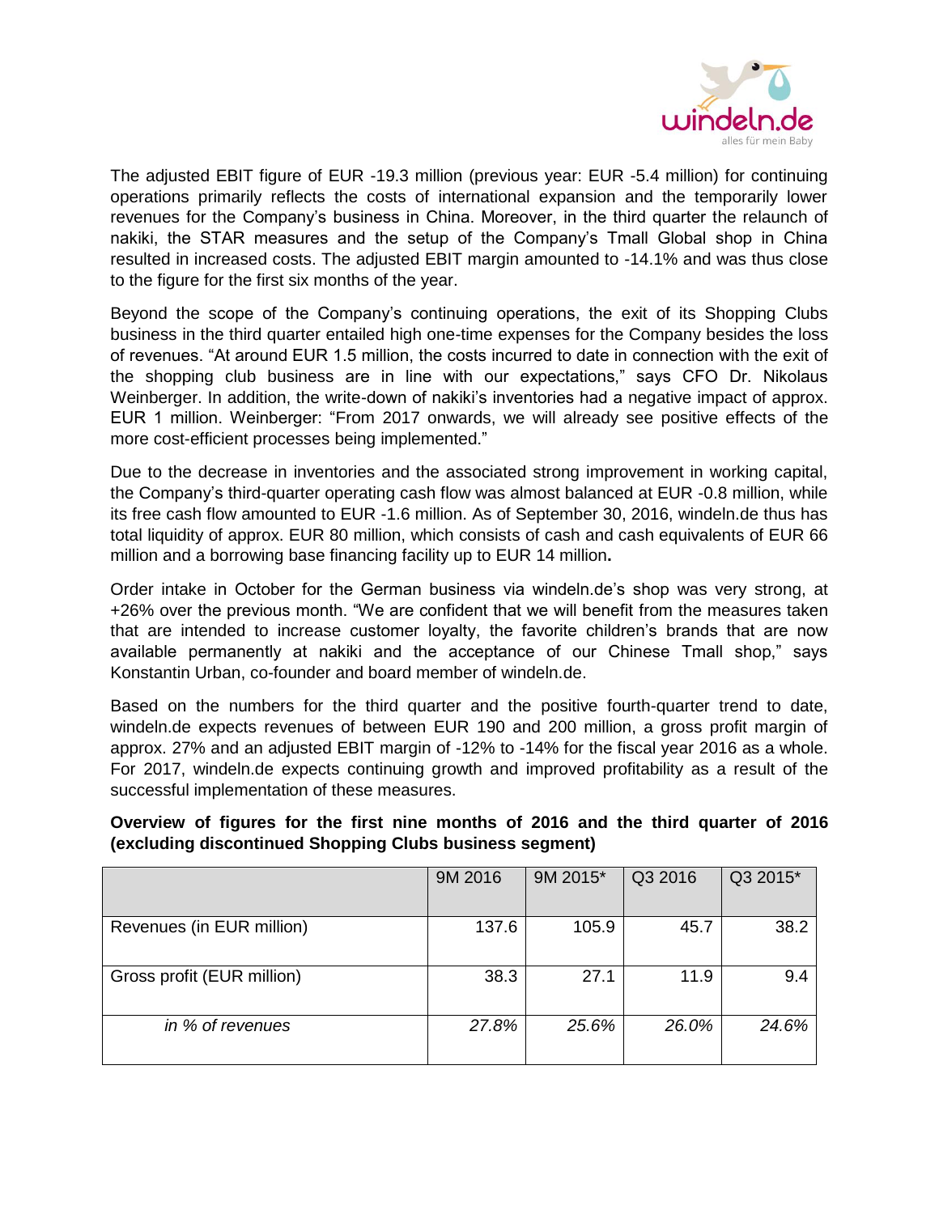The adjusted EBIT figure of EUR -19.3 million (previous year: EUR -5.4 million) for continuing operations primarily reflects the costs of international expansion and the temporarily lower revenues for the Company's business in China. Moreover, in the third quarter the relaunch of nakiki, the STAR measures and the setup of the Company's Tmall Global shop in China resulted in increased costs. The adjusted EBIT margin amounted to -14.1% and was thus close to the figure for the first six months of the year.

Beyond the scope of the Company's continuing operations, the exit of its Shopping Clubs business in the third quarter entailed high one-time expenses for the Company besides the loss of revenues. "At around EUR 1.5 million, the costs incurred to date in connection with the exit of the shopping club business are in line with our expectations," says CFO Dr. Nikolaus Weinberger. In addition, the write-down of nakiki's inventories had a negative impact of approx. EUR 1 million. Weinberger: "From 2017 onwards, we will already see positive effects of the more cost-efficient processes being implemented."

Due to the decrease in inventories and the associated strong improvement in working capital, the Company's third-quarter operating cash flow was almost balanced at EUR -0.8 million, while its free cash flow amounted to EUR -1.6 million. As of September 30, 2016, windeln.de thus has total liquidity of approx. EUR 80 million, which consists of cash and cash equivalents of EUR 66 million and a borrowing base financing facility up to EUR 14 million**.**

Order intake in October for the German business via windeln.de's shop was very strong, at +26% over the previous month. "We are confident that we will benefit from the measures taken that are intended to increase customer loyalty, the favorite children's brands that are now available permanently at nakiki and the acceptance of our Chinese Tmall shop," says Konstantin Urban, co-founder and board member of windeln.de.

Based on the numbers for the third quarter and the positive fourth-quarter trend to date, windeln.de expects revenues of between EUR 190 and 200 million, a gross profit margin of approx. 27% and an adjusted EBIT margin of -12% to -14% for the fiscal year 2016 as a whole. For 2017, windeln.de expects continuing growth and improved profitability as a result of the successful implementation of these measures.

**Overview of figures for the first nine months of 2016 and the third quarter of 2016 (excluding discontinued Shopping Clubs business segment)**

| | 9M 2016 | 9M 2015* | Q3 2016 | Q3 2015* |
|---|---|---|---|---|
| Revenues (in EUR million) | 137.6 | 105.9 | 45.7 | 38.2 |
| Gross profit (EUR million) | 38.3 | 27.1 | 11.9 | 9.4 |
| *in % of revenues* | *27.8%* | *25.6%* | *26.0%* | *24.6%* |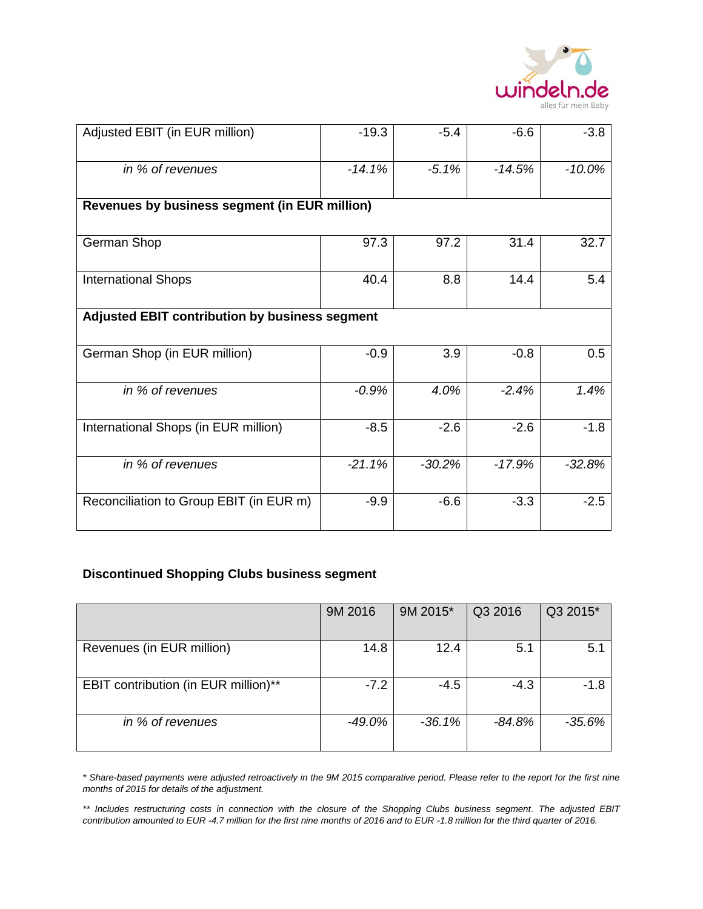| Adjusted EBIT (in EUR million) | -19.3 | -5.4 | -6.6 | -3.8 |
|---|---|---|---|---|
| *in % of revenues* | *-14.1%* | *-5.1%* | *-14.5%* | *-10.0%* |
| **Revenues by business segment (in EUR million)** | | | | |
| German Shop | 97.3 | 97.2 | 31.4 | 32.7 |
| International Shops | 40.4 | 8.8 | 14.4 | 5.4 |
| **Adjusted EBIT contribution by business segment** | | | | |
| German Shop (in EUR million) | -0.9 | 3.9 | -0.8 | 0.5 |
| *in % of revenues* | *-0.9%* | *4.0%* | *-2.4%* | *1.4%* |
| International Shops (in EUR million) | -8.5 | -2.6 | -2.6 | -1.8 |
| *in % of revenues* | *-21.1%* | *-30.2%* | *-17.9%* | *-32.8%* |
| Reconciliation to Group EBIT (in EUR m) | -9.9 | -6.6 | -3.3 | -2.5 |

**Discontinued Shopping Clubs business segment**

| | 9M 2016 | 9M 2015* | Q3 2016 | Q3 2015* |
|---|---|---|---|---|
| Revenues (in EUR million) | 14.8 | 12.4 | 5.1 | 5.1 |
| EBIT contribution (in EUR million)** | -7.2 | -4.5 | -4.3 | -1.8 |
| *in % of revenues* | *-49.0%* | *-36.1%* | *-84.8%* | *-35.6%* |

*\* Share-based payments were adjusted retroactively in the 9M 2015 comparative period. Please refer to the report for the first nine months of 2015 for details of the adjustment.*

*\*\* Includes restructuring costs in connection with the closure of the Shopping Clubs business segment. The adjusted EBIT contribution amounted to EUR -4.7 million for the first nine months of 2016 and to EUR -1.8 million for the third quarter of 2016.*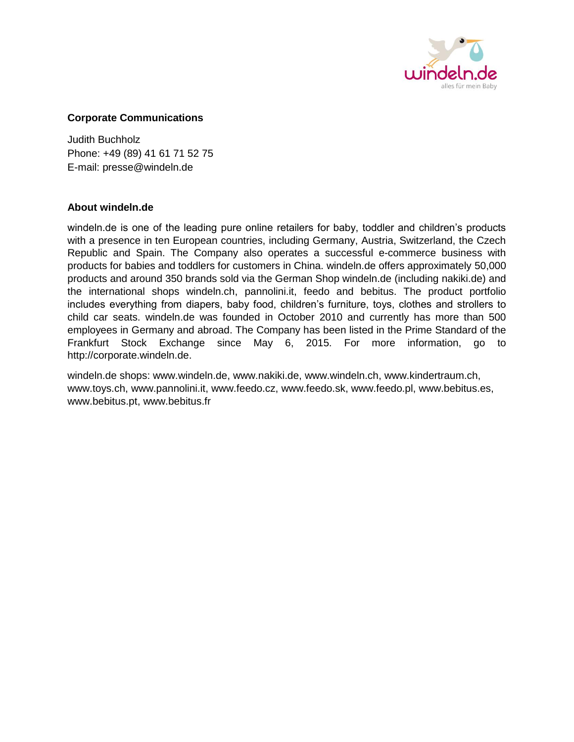**Corporate Communications**

Judith Buchholz
Phone: +49 (89) 41 61 71 52 75
E-mail: presse@windeln.de

**About windeln.de**

windeln.de is one of the leading pure online retailers for baby, toddler and children's products with a presence in ten European countries, including Germany, Austria, Switzerland, the Czech Republic and Spain. The Company also operates a successful e-commerce business with products for babies and toddlers for customers in China. windeln.de offers approximately 50,000 products and around 350 brands sold via the German Shop windeln.de (including nakiki.de) and the international shops windeln.ch, pannolini.it, feedo and bebitus. The product portfolio includes everything from diapers, baby food, children's furniture, toys, clothes and strollers to child car seats. windeln.de was founded in October 2010 and currently has more than 500 employees in Germany and abroad. The Company has been listed in the Prime Standard of the Frankfurt Stock Exchange since May 6, 2015. For more information, go to http://corporate.windeln.de.

windeln.de shops: www.windeln.de, www.nakiki.de, www.windeln.ch, www.kindertraum.ch, www.toys.ch, www.pannolini.it, www.feedo.cz, www.feedo.sk, www.feedo.pl, www.bebitus.es, www.bebitus.pt, www.bebitus.fr